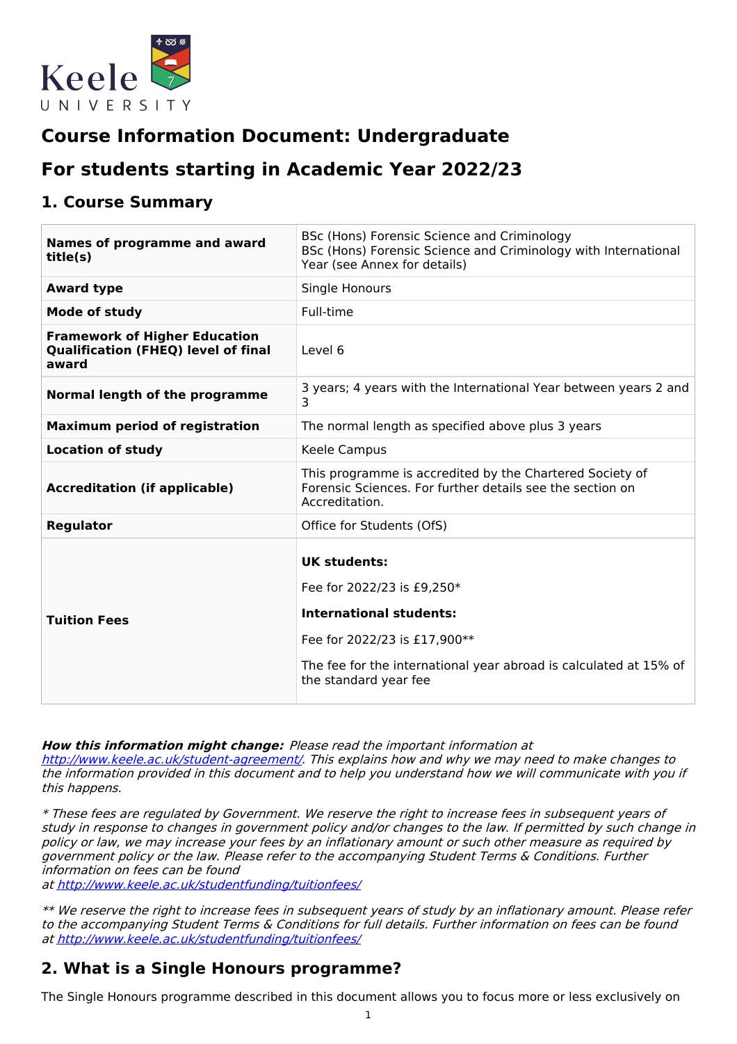# Course Information Document: Undergraduate

## For students starting in Academic Year 2022/23

## 1. Course Summary

| | |
|---|---|
| **Names of programme and award title(s)** | BSc (Hons) Forensic Science and Criminology<br>BSc (Hons) Forensic Science and Criminology with International Year (see Annex for details) |
| **Award type** | Single Honours |
| **Mode of study** | Full-time |
| **Framework of Higher Education Qualification (FHEQ) level of final award** | Level 6 |
| **Normal length of the programme** | 3 years; 4 years with the International Year between years 2 and 3 |
| **Maximum period of registration** | The normal length as specified above plus 3 years |
| **Location of study** | Keele Campus |
| **Accreditation (if applicable)** | This programme is accredited by the Chartered Society of Forensic Sciences. For further details see the section on Accreditation. |
| **Regulator** | Office for Students (OfS) |
| **Tuition Fees** | **UK students:**<br>Fee for 2022/23 is £9,250*<br>**International students:**<br>Fee for 2022/23 is £17,900**<br>The fee for the international year abroad is calculated at 15% of the standard year fee |

***How this information might change:*** *Please read the important information at [http://www.keele.ac.uk/student-agreement/](http://www.keele.ac.uk/student-agreement/). This explains how and why we may need to make changes to the information provided in this document and to help you understand how we will communicate with you if this happens.*

*\* These fees are regulated by Government. We reserve the right to increase fees in subsequent years of study in response to changes in government policy and/or changes to the law. If permitted by such change in policy or law, we may increase your fees by an inflationary amount or such other measure as required by government policy or the law. Please refer to the accompanying Student Terms & Conditions. Further information on fees can be found at [http://www.keele.ac.uk/studentfunding/tuitionfees/](http://www.keele.ac.uk/studentfunding/tuitionfees/)*

*\*\* We reserve the right to increase fees in subsequent years of study by an inflationary amount. Please refer to the accompanying Student Terms & Conditions for full details. Further information on fees can be found at [http://www.keele.ac.uk/studentfunding/tuitionfees/](http://www.keele.ac.uk/studentfunding/tuitionfees/)*

## 2. What is a Single Honours programme?

The Single Honours programme described in this document allows you to focus more or less exclusively on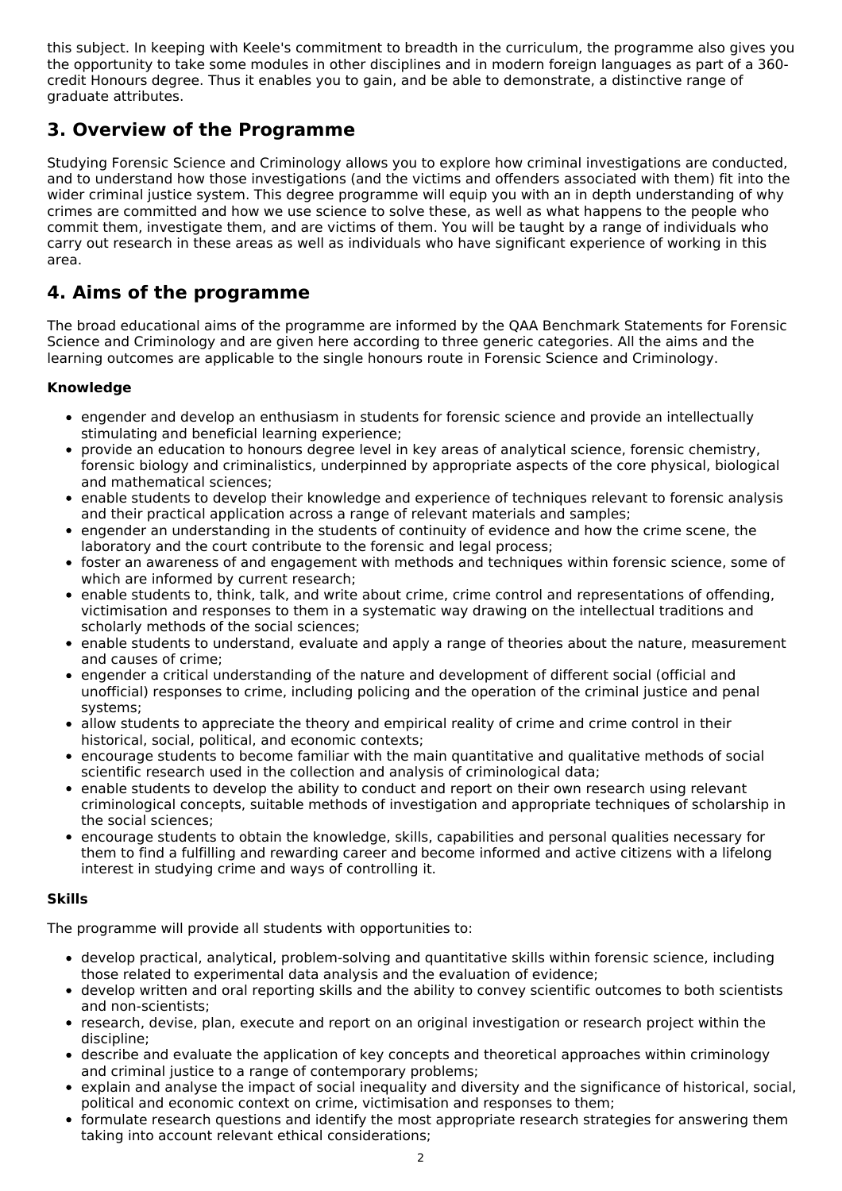this subject. In keeping with Keele's commitment to breadth in the curriculum, the programme also gives you the opportunity to take some modules in other disciplines and in modern foreign languages as part of a 360-credit Honours degree. Thus it enables you to gain, and be able to demonstrate, a distinctive range of graduate attributes.

## 3. Overview of the Programme

Studying Forensic Science and Criminology allows you to explore how criminal investigations are conducted, and to understand how those investigations (and the victims and offenders associated with them) fit into the wider criminal justice system. This degree programme will equip you with an in depth understanding of why crimes are committed and how we use science to solve these, as well as what happens to the people who commit them, investigate them, and are victims of them. You will be taught by a range of individuals who carry out research in these areas as well as individuals who have significant experience of working in this area.

## 4. Aims of the programme

The broad educational aims of the programme are informed by the QAA Benchmark Statements for Forensic Science and Criminology and are given here according to three generic categories. All the aims and the learning outcomes are applicable to the single honours route in Forensic Science and Criminology.

### Knowledge

- engender and develop an enthusiasm in students for forensic science and provide an intellectually stimulating and beneficial learning experience;
- provide an education to honours degree level in key areas of analytical science, forensic chemistry, forensic biology and criminalistics, underpinned by appropriate aspects of the core physical, biological and mathematical sciences;
- enable students to develop their knowledge and experience of techniques relevant to forensic analysis and their practical application across a range of relevant materials and samples;
- engender an understanding in the students of continuity of evidence and how the crime scene, the laboratory and the court contribute to the forensic and legal process;
- foster an awareness of and engagement with methods and techniques within forensic science, some of which are informed by current research;
- enable students to, think, talk, and write about crime, crime control and representations of offending, victimisation and responses to them in a systematic way drawing on the intellectual traditions and scholarly methods of the social sciences;
- enable students to understand, evaluate and apply a range of theories about the nature, measurement and causes of crime;
- engender a critical understanding of the nature and development of different social (official and unofficial) responses to crime, including policing and the operation of the criminal justice and penal systems;
- allow students to appreciate the theory and empirical reality of crime and crime control in their historical, social, political, and economic contexts;
- encourage students to become familiar with the main quantitative and qualitative methods of social scientific research used in the collection and analysis of criminological data;
- enable students to develop the ability to conduct and report on their own research using relevant criminological concepts, suitable methods of investigation and appropriate techniques of scholarship in the social sciences;
- encourage students to obtain the knowledge, skills, capabilities and personal qualities necessary for them to find a fulfilling and rewarding career and become informed and active citizens with a lifelong interest in studying crime and ways of controlling it.

### Skills

The programme will provide all students with opportunities to:

- develop practical, analytical, problem-solving and quantitative skills within forensic science, including those related to experimental data analysis and the evaluation of evidence;
- develop written and oral reporting skills and the ability to convey scientific outcomes to both scientists and non-scientists;
- research, devise, plan, execute and report on an original investigation or research project within the discipline;
- describe and evaluate the application of key concepts and theoretical approaches within criminology and criminal justice to a range of contemporary problems;
- explain and analyse the impact of social inequality and diversity and the significance of historical, social, political and economic context on crime, victimisation and responses to them;
- formulate research questions and identify the most appropriate research strategies for answering them taking into account relevant ethical considerations;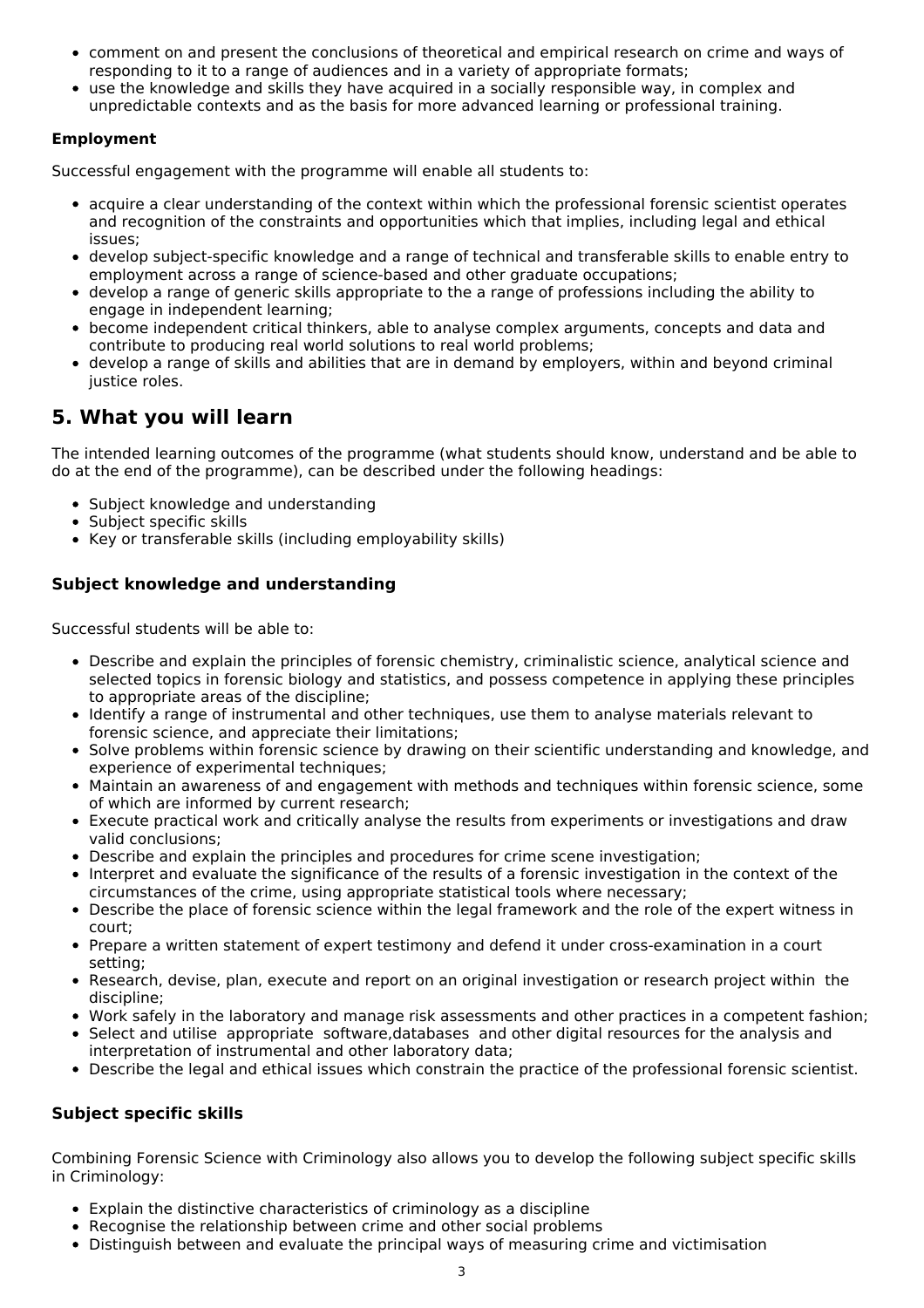- comment on and present the conclusions of theoretical and empirical research on crime and ways of responding to it to a range of audiences and in a variety of appropriate formats;
- use the knowledge and skills they have acquired in a socially responsible way, in complex and unpredictable contexts and as the basis for more advanced learning or professional training.

**Employment**

Successful engagement with the programme will enable all students to:

- acquire a clear understanding of the context within which the professional forensic scientist operates and recognition of the constraints and opportunities which that implies, including legal and ethical issues;
- develop subject-specific knowledge and a range of technical and transferable skills to enable entry to employment across a range of science-based and other graduate occupations;
- develop a range of generic skills appropriate to the a range of professions including the ability to engage in independent learning;
- become independent critical thinkers, able to analyse complex arguments, concepts and data and contribute to producing real world solutions to real world problems;
- develop a range of skills and abilities that are in demand by employers, within and beyond criminal justice roles.

## 5. What you will learn

The intended learning outcomes of the programme (what students should know, understand and be able to do at the end of the programme), can be described under the following headings:

- Subject knowledge and understanding
- Subject specific skills
- Key or transferable skills (including employability skills)

### Subject knowledge and understanding

Successful students will be able to:

- Describe and explain the principles of forensic chemistry, criminalistic science, analytical science and selected topics in forensic biology and statistics, and possess competence in applying these principles to appropriate areas of the discipline;
- Identify a range of instrumental and other techniques, use them to analyse materials relevant to forensic science, and appreciate their limitations;
- Solve problems within forensic science by drawing on their scientific understanding and knowledge, and experience of experimental techniques;
- Maintain an awareness of and engagement with methods and techniques within forensic science, some of which are informed by current research;
- Execute practical work and critically analyse the results from experiments or investigations and draw valid conclusions;
- Describe and explain the principles and procedures for crime scene investigation;
- Interpret and evaluate the significance of the results of a forensic investigation in the context of the circumstances of the crime, using appropriate statistical tools where necessary;
- Describe the place of forensic science within the legal framework and the role of the expert witness in court;
- Prepare a written statement of expert testimony and defend it under cross-examination in a court setting;
- Research, devise, plan, execute and report on an original investigation or research project within the discipline;
- Work safely in the laboratory and manage risk assessments and other practices in a competent fashion;
- Select and utilise appropriate software,databases and other digital resources for the analysis and interpretation of instrumental and other laboratory data;
- Describe the legal and ethical issues which constrain the practice of the professional forensic scientist.

### Subject specific skills

Combining Forensic Science with Criminology also allows you to develop the following subject specific skills in Criminology:

- Explain the distinctive characteristics of criminology as a discipline
- Recognise the relationship between crime and other social problems
- Distinguish between and evaluate the principal ways of measuring crime and victimisation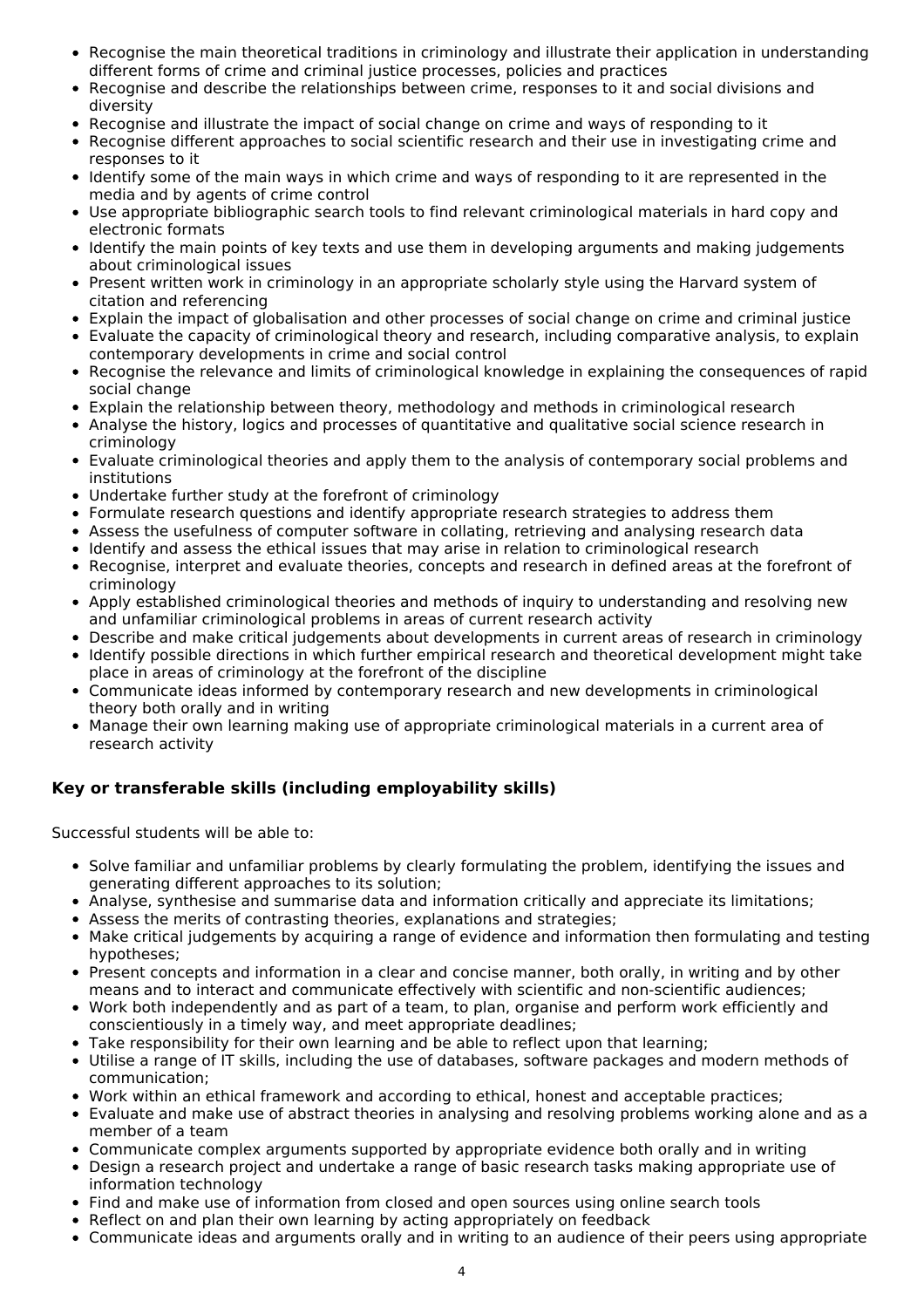- Recognise the main theoretical traditions in criminology and illustrate their application in understanding different forms of crime and criminal justice processes, policies and practices
- Recognise and describe the relationships between crime, responses to it and social divisions and diversity
- Recognise and illustrate the impact of social change on crime and ways of responding to it
- Recognise different approaches to social scientific research and their use in investigating crime and responses to it
- Identify some of the main ways in which crime and ways of responding to it are represented in the media and by agents of crime control
- Use appropriate bibliographic search tools to find relevant criminological materials in hard copy and electronic formats
- Identify the main points of key texts and use them in developing arguments and making judgements about criminological issues
- Present written work in criminology in an appropriate scholarly style using the Harvard system of citation and referencing
- Explain the impact of globalisation and other processes of social change on crime and criminal justice
- Evaluate the capacity of criminological theory and research, including comparative analysis, to explain contemporary developments in crime and social control
- Recognise the relevance and limits of criminological knowledge in explaining the consequences of rapid social change
- Explain the relationship between theory, methodology and methods in criminological research
- Analyse the history, logics and processes of quantitative and qualitative social science research in criminology
- Evaluate criminological theories and apply them to the analysis of contemporary social problems and institutions
- Undertake further study at the forefront of criminology
- Formulate research questions and identify appropriate research strategies to address them
- Assess the usefulness of computer software in collating, retrieving and analysing research data
- Identify and assess the ethical issues that may arise in relation to criminological research
- Recognise, interpret and evaluate theories, concepts and research in defined areas at the forefront of criminology
- Apply established criminological theories and methods of inquiry to understanding and resolving new and unfamiliar criminological problems in areas of current research activity
- Describe and make critical judgements about developments in current areas of research in criminology
- Identify possible directions in which further empirical research and theoretical development might take place in areas of criminology at the forefront of the discipline
- Communicate ideas informed by contemporary research and new developments in criminological theory both orally and in writing
- Manage their own learning making use of appropriate criminological materials in a current area of research activity

### Key or transferable skills (including employability skills)

Successful students will be able to:

- Solve familiar and unfamiliar problems by clearly formulating the problem, identifying the issues and generating different approaches to its solution;
- Analyse, synthesise and summarise data and information critically and appreciate its limitations;
- Assess the merits of contrasting theories, explanations and strategies;
- Make critical judgements by acquiring a range of evidence and information then formulating and testing hypotheses;
- Present concepts and information in a clear and concise manner, both orally, in writing and by other means and to interact and communicate effectively with scientific and non-scientific audiences;
- Work both independently and as part of a team, to plan, organise and perform work efficiently and conscientiously in a timely way, and meet appropriate deadlines;
- Take responsibility for their own learning and be able to reflect upon that learning;
- Utilise a range of IT skills, including the use of databases, software packages and modern methods of communication;
- Work within an ethical framework and according to ethical, honest and acceptable practices;
- Evaluate and make use of abstract theories in analysing and resolving problems working alone and as a member of a team
- Communicate complex arguments supported by appropriate evidence both orally and in writing
- Design a research project and undertake a range of basic research tasks making appropriate use of information technology
- Find and make use of information from closed and open sources using online search tools
- Reflect on and plan their own learning by acting appropriately on feedback
- Communicate ideas and arguments orally and in writing to an audience of their peers using appropriate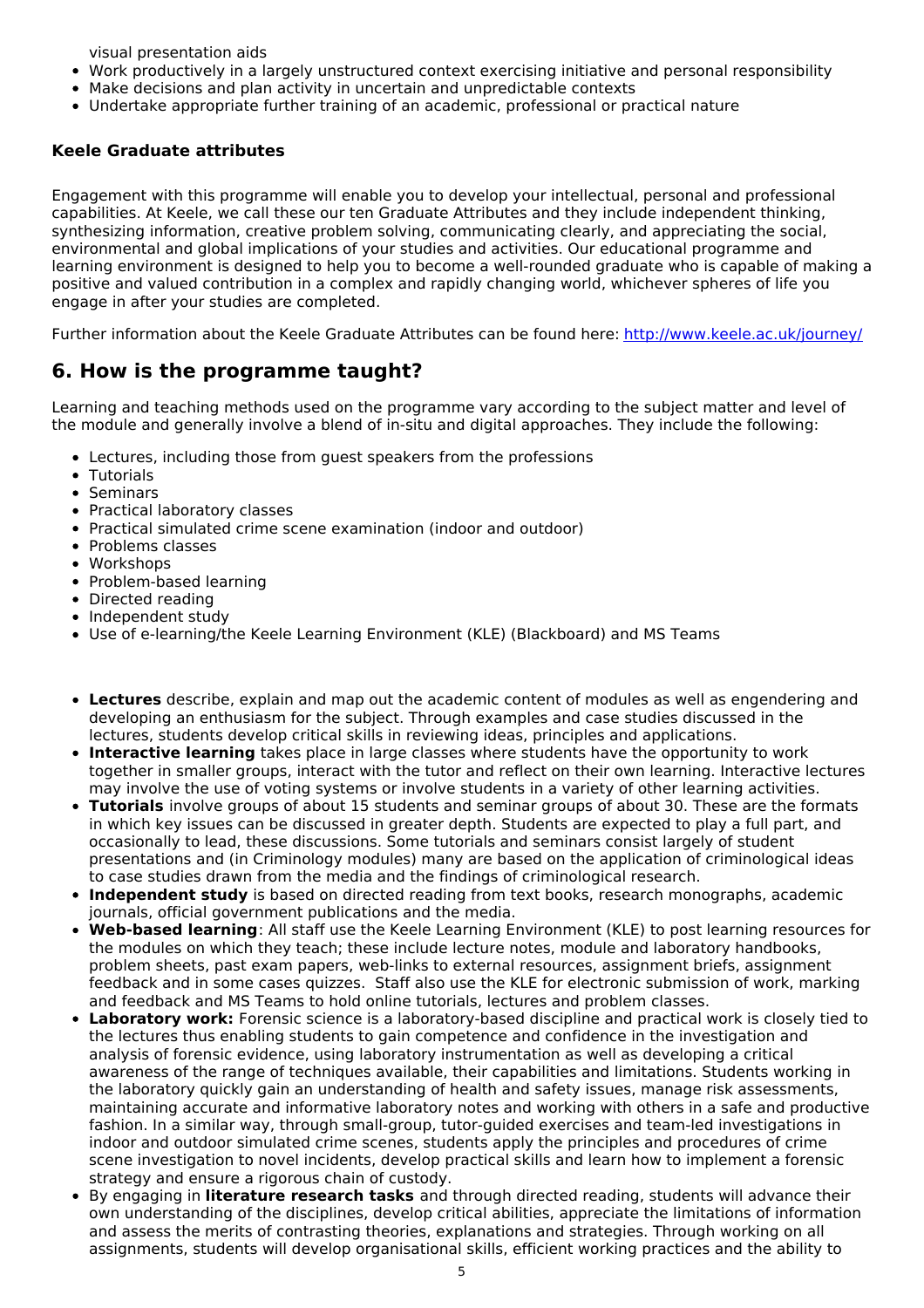visual presentation aids

- Work productively in a largely unstructured context exercising initiative and personal responsibility
- Make decisions and plan activity in uncertain and unpredictable contexts
- Undertake appropriate further training of an academic, professional or practical nature

### Keele Graduate attributes

Engagement with this programme will enable you to develop your intellectual, personal and professional capabilities. At Keele, we call these our ten Graduate Attributes and they include independent thinking, synthesizing information, creative problem solving, communicating clearly, and appreciating the social, environmental and global implications of your studies and activities. Our educational programme and learning environment is designed to help you to become a well-rounded graduate who is capable of making a positive and valued contribution in a complex and rapidly changing world, whichever spheres of life you engage in after your studies are completed.

Further information about the Keele Graduate Attributes can be found here: http://www.keele.ac.uk/journey/

## 6. How is the programme taught?

Learning and teaching methods used on the programme vary according to the subject matter and level of the module and generally involve a blend of in-situ and digital approaches. They include the following:

- Lectures, including those from guest speakers from the professions
- Tutorials
- Seminars
- Practical laboratory classes
- Practical simulated crime scene examination (indoor and outdoor)
- Problems classes
- Workshops
- Problem-based learning
- Directed reading
- Independent study
- Use of e-learning/the Keele Learning Environment (KLE) (Blackboard) and MS Teams

- **Lectures** describe, explain and map out the academic content of modules as well as engendering and developing an enthusiasm for the subject. Through examples and case studies discussed in the lectures, students develop critical skills in reviewing ideas, principles and applications.
- **Interactive learning** takes place in large classes where students have the opportunity to work together in smaller groups, interact with the tutor and reflect on their own learning. Interactive lectures may involve the use of voting systems or involve students in a variety of other learning activities.
- **Tutorials** involve groups of about 15 students and seminar groups of about 30. These are the formats in which key issues can be discussed in greater depth. Students are expected to play a full part, and occasionally to lead, these discussions. Some tutorials and seminars consist largely of student presentations and (in Criminology modules) many are based on the application of criminological ideas to case studies drawn from the media and the findings of criminological research.
- **Independent study** is based on directed reading from text books, research monographs, academic journals, official government publications and the media.
- **Web-based learning**: All staff use the Keele Learning Environment (KLE) to post learning resources for the modules on which they teach; these include lecture notes, module and laboratory handbooks, problem sheets, past exam papers, web-links to external resources, assignment briefs, assignment feedback and in some cases quizzes. Staff also use the KLE for electronic submission of work, marking and feedback and MS Teams to hold online tutorials, lectures and problem classes.
- **Laboratory work:** Forensic science is a laboratory-based discipline and practical work is closely tied to the lectures thus enabling students to gain competence and confidence in the investigation and analysis of forensic evidence, using laboratory instrumentation as well as developing a critical awareness of the range of techniques available, their capabilities and limitations. Students working in the laboratory quickly gain an understanding of health and safety issues, manage risk assessments, maintaining accurate and informative laboratory notes and working with others in a safe and productive fashion. In a similar way, through small-group, tutor-guided exercises and team-led investigations in indoor and outdoor simulated crime scenes, students apply the principles and procedures of crime scene investigation to novel incidents, develop practical skills and learn how to implement a forensic strategy and ensure a rigorous chain of custody.
- By engaging in **literature research tasks** and through directed reading, students will advance their own understanding of the disciplines, develop critical abilities, appreciate the limitations of information and assess the merits of contrasting theories, explanations and strategies. Through working on all assignments, students will develop organisational skills, efficient working practices and the ability to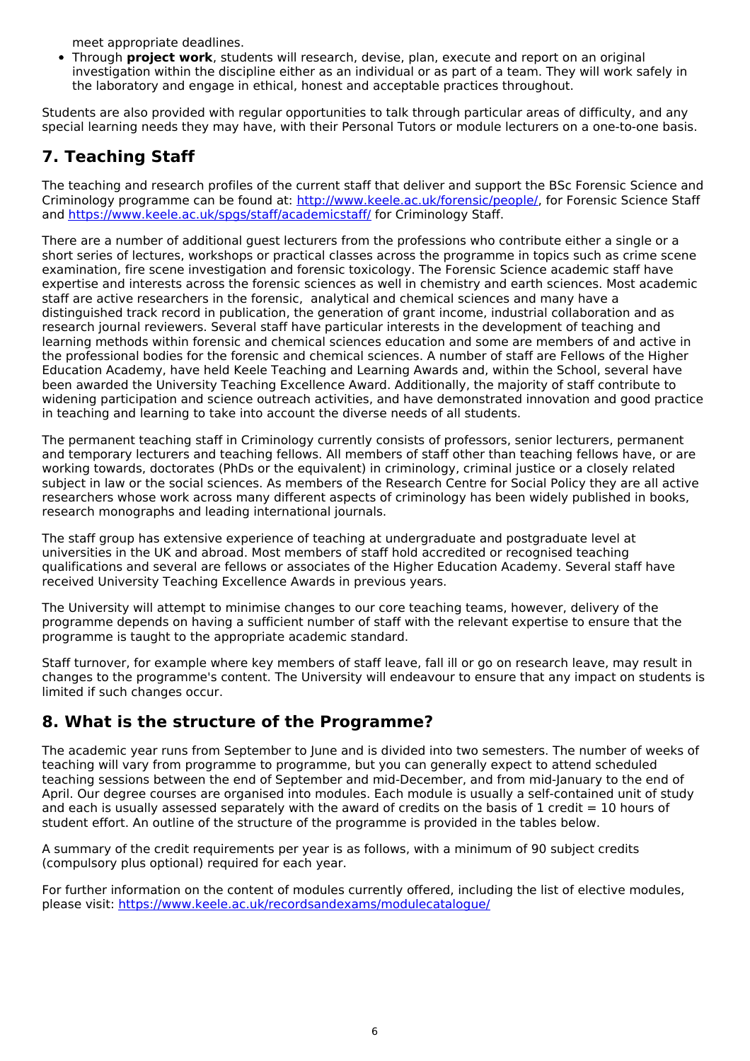meet appropriate deadlines.

- Through **project work**, students will research, devise, plan, execute and report on an original investigation within the discipline either as an individual or as part of a team. They will work safely in the laboratory and engage in ethical, honest and acceptable practices throughout.

Students are also provided with regular opportunities to talk through particular areas of difficulty, and any special learning needs they may have, with their Personal Tutors or module lecturers on a one-to-one basis.

## 7. Teaching Staff

The teaching and research profiles of the current staff that deliver and support the BSc Forensic Science and Criminology programme can be found at: http://www.keele.ac.uk/forensic/people/, for Forensic Science Staff and https://www.keele.ac.uk/spgs/staff/academicstaff/ for Criminology Staff.

There are a number of additional guest lecturers from the professions who contribute either a single or a short series of lectures, workshops or practical classes across the programme in topics such as crime scene examination, fire scene investigation and forensic toxicology. The Forensic Science academic staff have expertise and interests across the forensic sciences as well in chemistry and earth sciences. Most academic staff are active researchers in the forensic, analytical and chemical sciences and many have a distinguished track record in publication, the generation of grant income, industrial collaboration and as research journal reviewers. Several staff have particular interests in the development of teaching and learning methods within forensic and chemical sciences education and some are members of and active in the professional bodies for the forensic and chemical sciences. A number of staff are Fellows of the Higher Education Academy, have held Keele Teaching and Learning Awards and, within the School, several have been awarded the University Teaching Excellence Award. Additionally, the majority of staff contribute to widening participation and science outreach activities, and have demonstrated innovation and good practice in teaching and learning to take into account the diverse needs of all students.

The permanent teaching staff in Criminology currently consists of professors, senior lecturers, permanent and temporary lecturers and teaching fellows. All members of staff other than teaching fellows have, or are working towards, doctorates (PhDs or the equivalent) in criminology, criminal justice or a closely related subject in law or the social sciences. As members of the Research Centre for Social Policy they are all active researchers whose work across many different aspects of criminology has been widely published in books, research monographs and leading international journals.

The staff group has extensive experience of teaching at undergraduate and postgraduate level at universities in the UK and abroad. Most members of staff hold accredited or recognised teaching qualifications and several are fellows or associates of the Higher Education Academy. Several staff have received University Teaching Excellence Awards in previous years.

The University will attempt to minimise changes to our core teaching teams, however, delivery of the programme depends on having a sufficient number of staff with the relevant expertise to ensure that the programme is taught to the appropriate academic standard.

Staff turnover, for example where key members of staff leave, fall ill or go on research leave, may result in changes to the programme's content. The University will endeavour to ensure that any impact on students is limited if such changes occur.

## 8. What is the structure of the Programme?

The academic year runs from September to June and is divided into two semesters. The number of weeks of teaching will vary from programme to programme, but you can generally expect to attend scheduled teaching sessions between the end of September and mid-December, and from mid-January to the end of April. Our degree courses are organised into modules. Each module is usually a self-contained unit of study and each is usually assessed separately with the award of credits on the basis of 1 credit = 10 hours of student effort. An outline of the structure of the programme is provided in the tables below.

A summary of the credit requirements per year is as follows, with a minimum of 90 subject credits (compulsory plus optional) required for each year.

For further information on the content of modules currently offered, including the list of elective modules, please visit: https://www.keele.ac.uk/recordsandexams/modulecatalogue/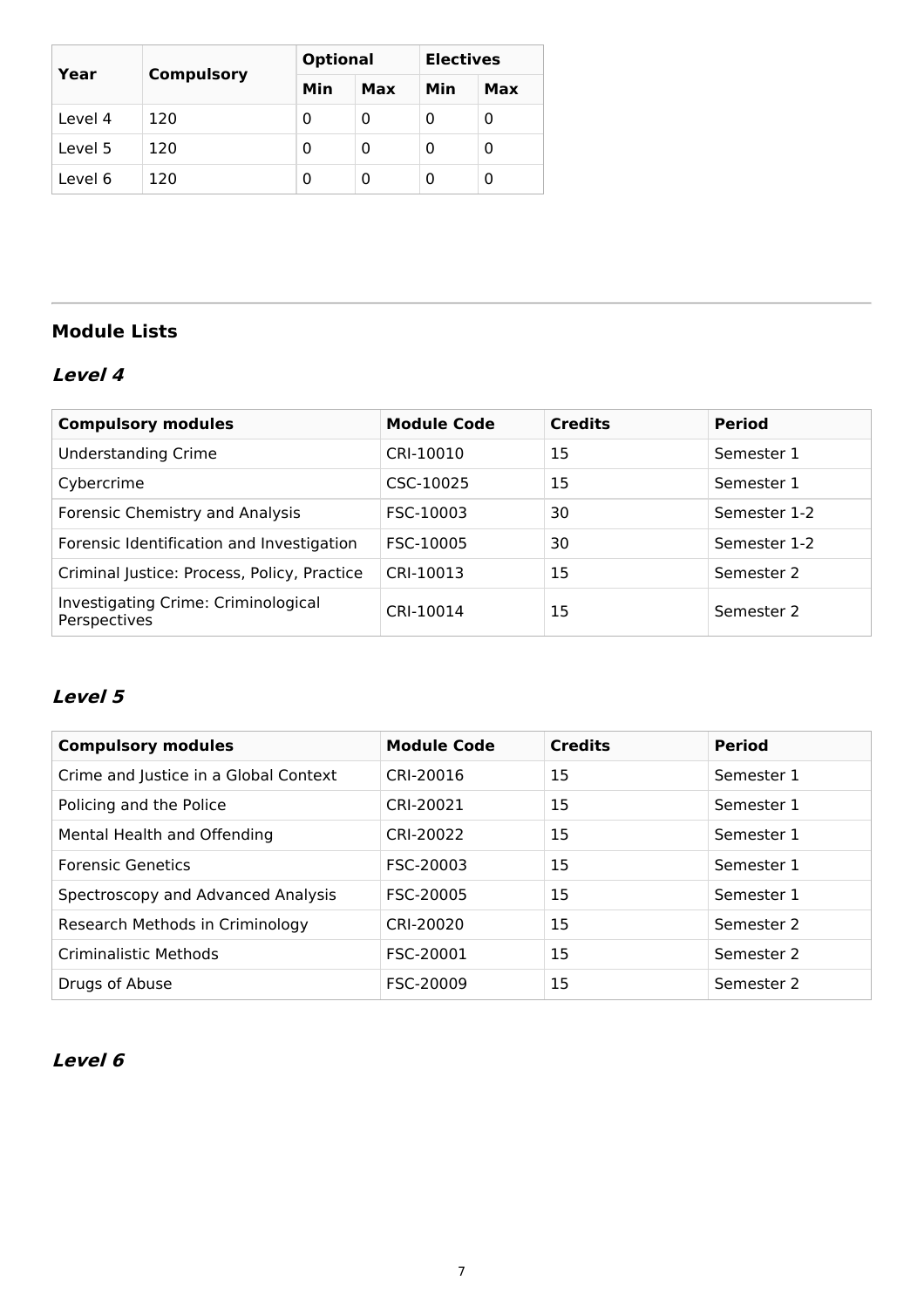| Year | Compulsory | Optional | | Electives | |
|---|---|---|---|---|---|
| | | Min | Max | Min | Max |
| Level 4 | 120 | 0 | 0 | 0 | 0 |
| Level 5 | 120 | 0 | 0 | 0 | 0 |
| Level 6 | 120 | 0 | 0 | 0 | 0 |

---

## Module Lists

### *Level 4*

| Compulsory modules | Module Code | Credits | Period |
|---|---|---|---|
| Understanding Crime | CRI-10010 | 15 | Semester 1 |
| Cybercrime | CSC-10025 | 15 | Semester 1 |
| Forensic Chemistry and Analysis | FSC-10003 | 30 | Semester 1-2 |
| Forensic Identification and Investigation | FSC-10005 | 30 | Semester 1-2 |
| Criminal Justice: Process, Policy, Practice | CRI-10013 | 15 | Semester 2 |
| Investigating Crime: Criminological Perspectives | CRI-10014 | 15 | Semester 2 |

### *Level 5*

| Compulsory modules | Module Code | Credits | Period |
|---|---|---|---|
| Crime and Justice in a Global Context | CRI-20016 | 15 | Semester 1 |
| Policing and the Police | CRI-20021 | 15 | Semester 1 |
| Mental Health and Offending | CRI-20022 | 15 | Semester 1 |
| Forensic Genetics | FSC-20003 | 15 | Semester 1 |
| Spectroscopy and Advanced Analysis | FSC-20005 | 15 | Semester 1 |
| Research Methods in Criminology | CRI-20020 | 15 | Semester 2 |
| Criminalistic Methods | FSC-20001 | 15 | Semester 2 |
| Drugs of Abuse | FSC-20009 | 15 | Semester 2 |

### *Level 6*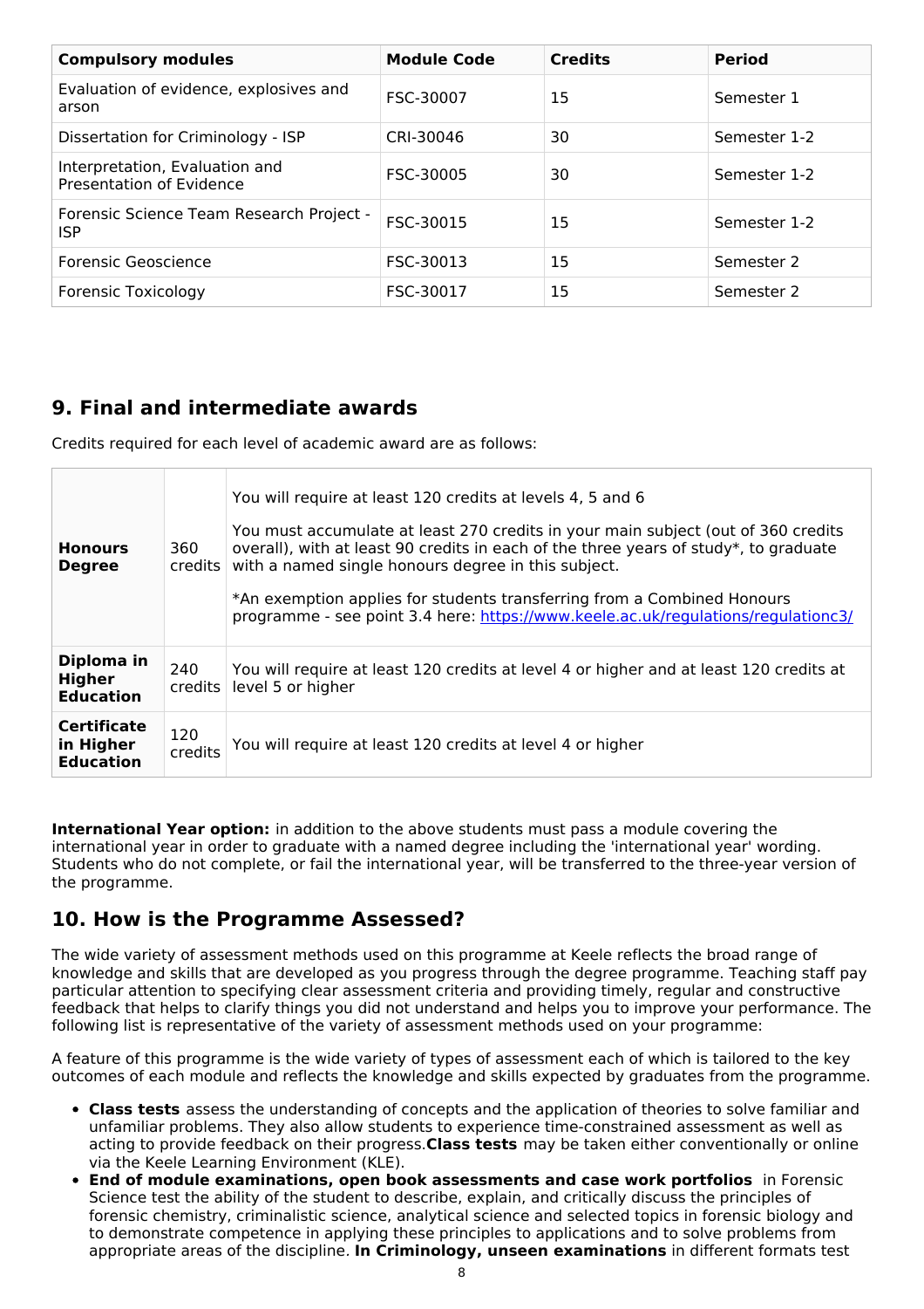| Compulsory modules | Module Code | Credits | Period |
| --- | --- | --- | --- |
| Evaluation of evidence, explosives and arson | FSC-30007 | 15 | Semester 1 |
| Dissertation for Criminology - ISP | CRI-30046 | 30 | Semester 1-2 |
| Interpretation, Evaluation and Presentation of Evidence | FSC-30005 | 30 | Semester 1-2 |
| Forensic Science Team Research Project - ISP | FSC-30015 | 15 | Semester 1-2 |
| Forensic Geoscience | FSC-30013 | 15 | Semester 2 |
| Forensic Toxicology | FSC-30017 | 15 | Semester 2 |

## 9. Final and intermediate awards

Credits required for each level of academic award are as follows:

| | | |
| --- | --- | --- |
| **Honours Degree** | 360 credits | You will require at least 120 credits at levels 4, 5 and 6<br><br>You must accumulate at least 270 credits in your main subject (out of 360 credits overall), with at least 90 credits in each of the three years of study*, to graduate with a named single honours degree in this subject.<br><br>*An exemption applies for students transferring from a Combined Honours programme - see point 3.4 here: [https://www.keele.ac.uk/regulations/regulationc3/](https://www.keele.ac.uk/regulations/regulationc3/) |
| **Diploma in Higher Education** | 240 credits | You will require at least 120 credits at level 4 or higher and at least 120 credits at level 5 or higher |
| **Certificate in Higher Education** | 120 credits | You will require at least 120 credits at level 4 or higher |

**International Year option:** in addition to the above students must pass a module covering the international year in order to graduate with a named degree including the 'international year' wording. Students who do not complete, or fail the international year, will be transferred to the three-year version of the programme.

## 10. How is the Programme Assessed?

The wide variety of assessment methods used on this programme at Keele reflects the broad range of knowledge and skills that are developed as you progress through the degree programme. Teaching staff pay particular attention to specifying clear assessment criteria and providing timely, regular and constructive feedback that helps to clarify things you did not understand and helps you to improve your performance. The following list is representative of the variety of assessment methods used on your programme:

A feature of this programme is the wide variety of types of assessment each of which is tailored to the key outcomes of each module and reflects the knowledge and skills expected by graduates from the programme.

- **Class tests** assess the understanding of concepts and the application of theories to solve familiar and unfamiliar problems. They also allow students to experience time-constrained assessment as well as acting to provide feedback on their progress. **Class tests** may be taken either conventionally or online via the Keele Learning Environment (KLE).
- **End of module examinations, open book assessments and case work portfolios** in Forensic Science test the ability of the student to describe, explain, and critically discuss the principles of forensic chemistry, criminalistic science, analytical science and selected topics in forensic biology and to demonstrate competence in applying these principles to applications and to solve problems from appropriate areas of the discipline. **In Criminology, unseen examinations** in different formats test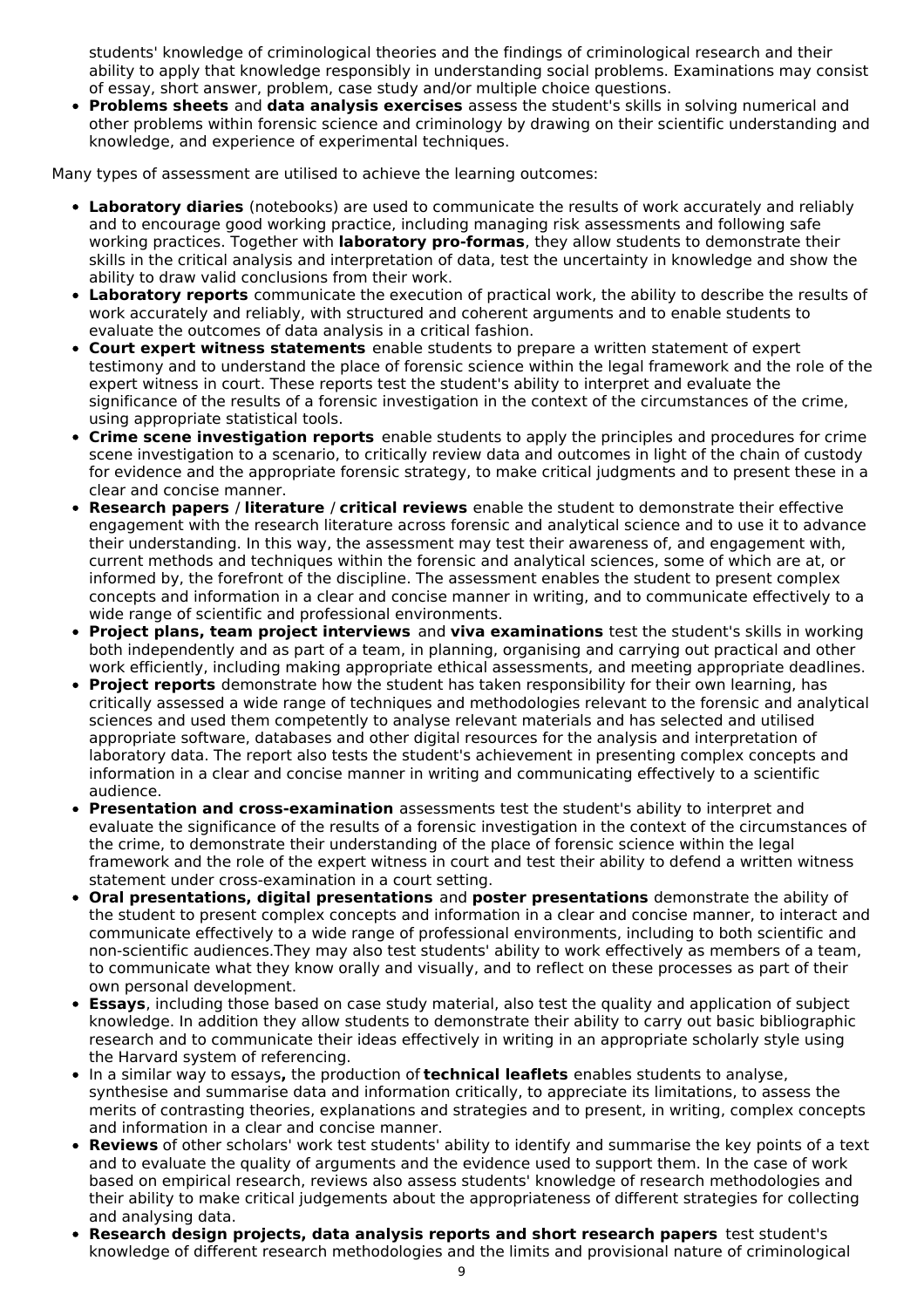students' knowledge of criminological theories and the findings of criminological research and their ability to apply that knowledge responsibly in understanding social problems. Examinations may consist of essay, short answer, problem, case study and/or multiple choice questions.

- **Problems sheets** and **data analysis exercises** assess the student's skills in solving numerical and other problems within forensic science and criminology by drawing on their scientific understanding and knowledge, and experience of experimental techniques.

Many types of assessment are utilised to achieve the learning outcomes:

- **Laboratory diaries** (notebooks) are used to communicate the results of work accurately and reliably and to encourage good working practice, including managing risk assessments and following safe working practices. Together with **laboratory pro-formas**, they allow students to demonstrate their skills in the critical analysis and interpretation of data, test the uncertainty in knowledge and show the ability to draw valid conclusions from their work.
- **Laboratory reports** communicate the execution of practical work, the ability to describe the results of work accurately and reliably, with structured and coherent arguments and to enable students to evaluate the outcomes of data analysis in a critical fashion.
- **Court expert witness statements** enable students to prepare a written statement of expert testimony and to understand the place of forensic science within the legal framework and the role of the expert witness in court. These reports test the student's ability to interpret and evaluate the significance of the results of a forensic investigation in the context of the circumstances of the crime, using appropriate statistical tools.
- **Crime scene investigation reports** enable students to apply the principles and procedures for crime scene investigation to a scenario, to critically review data and outcomes in light of the chain of custody for evidence and the appropriate forensic strategy, to make critical judgments and to present these in a clear and concise manner.
- **Research papers / literature / critical reviews** enable the student to demonstrate their effective engagement with the research literature across forensic and analytical science and to use it to advance their understanding. In this way, the assessment may test their awareness of, and engagement with, current methods and techniques within the forensic and analytical sciences, some of which are at, or informed by, the forefront of the discipline. The assessment enables the student to present complex concepts and information in a clear and concise manner in writing, and to communicate effectively to a wide range of scientific and professional environments.
- **Project plans, team project interviews** and **viva examinations** test the student's skills in working both independently and as part of a team, in planning, organising and carrying out practical and other work efficiently, including making appropriate ethical assessments, and meeting appropriate deadlines.
- **Project reports** demonstrate how the student has taken responsibility for their own learning, has critically assessed a wide range of techniques and methodologies relevant to the forensic and analytical sciences and used them competently to analyse relevant materials and has selected and utilised appropriate software, databases and other digital resources for the analysis and interpretation of laboratory data. The report also tests the student's achievement in presenting complex concepts and information in a clear and concise manner in writing and communicating effectively to a scientific audience.
- **Presentation and cross-examination** assessments test the student's ability to interpret and evaluate the significance of the results of a forensic investigation in the context of the circumstances of the crime, to demonstrate their understanding of the place of forensic science within the legal framework and the role of the expert witness in court and test their ability to defend a written witness statement under cross-examination in a court setting.
- **Oral presentations, digital presentations** and **poster presentations** demonstrate the ability of the student to present complex concepts and information in a clear and concise manner, to interact and communicate effectively to a wide range of professional environments, including to both scientific and non-scientific audiences.They may also test students' ability to work effectively as members of a team, to communicate what they know orally and visually, and to reflect on these processes as part of their own personal development.
- **Essays**, including those based on case study material, also test the quality and application of subject knowledge. In addition they allow students to demonstrate their ability to carry out basic bibliographic research and to communicate their ideas effectively in writing in an appropriate scholarly style using the Harvard system of referencing.
- In a similar way to essays**,** the production of **technical leaflets** enables students to analyse, synthesise and summarise data and information critically, to appreciate its limitations, to assess the merits of contrasting theories, explanations and strategies and to present, in writing, complex concepts and information in a clear and concise manner.
- **Reviews** of other scholars' work test students' ability to identify and summarise the key points of a text and to evaluate the quality of arguments and the evidence used to support them. In the case of work based on empirical research, reviews also assess students' knowledge of research methodologies and their ability to make critical judgements about the appropriateness of different strategies for collecting and analysing data.
- **Research design projects, data analysis reports and short research papers** test student's knowledge of different research methodologies and the limits and provisional nature of criminological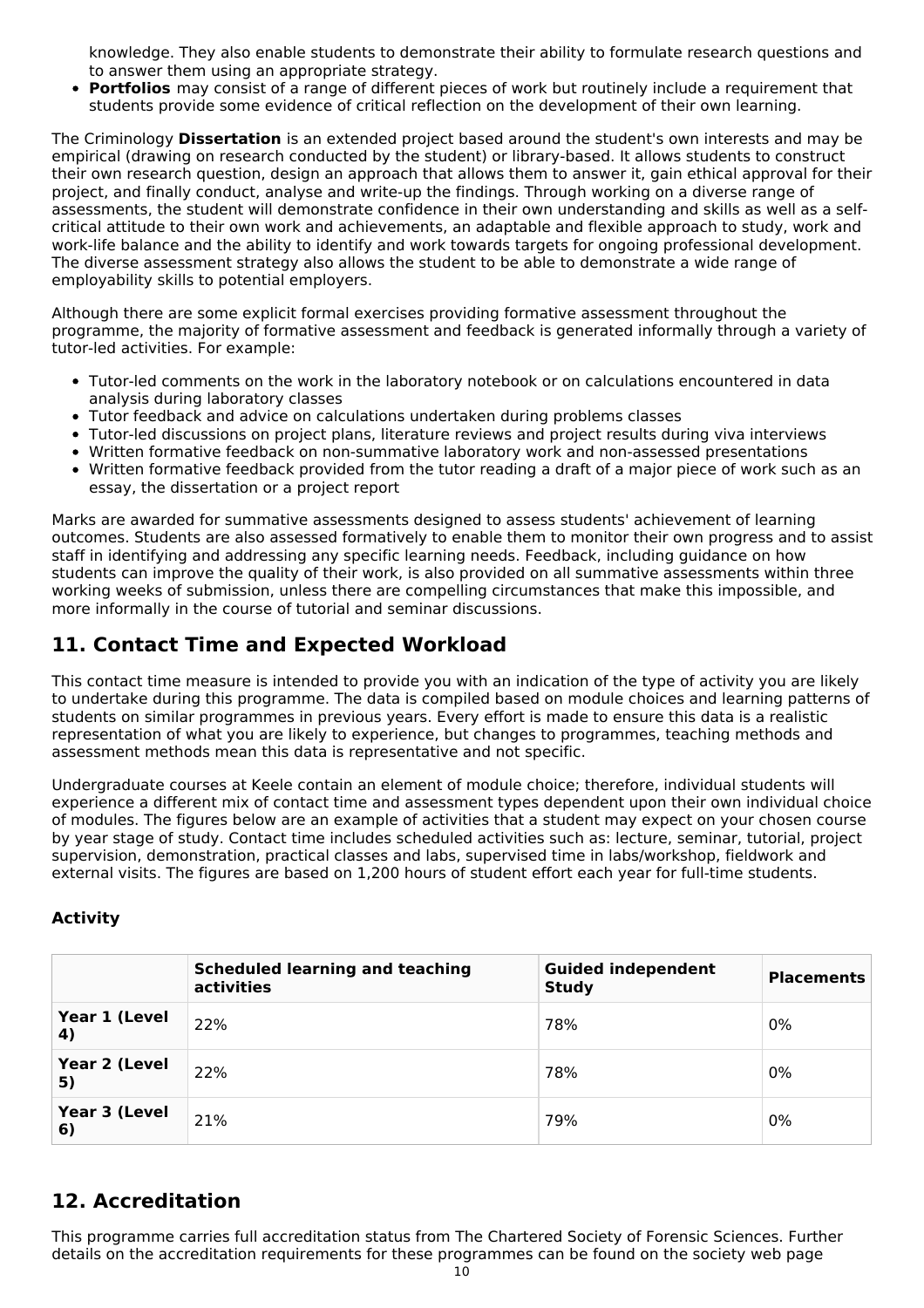knowledge. They also enable students to demonstrate their ability to formulate research questions and to answer them using an appropriate strategy.
- **Portfolios** may consist of a range of different pieces of work but routinely include a requirement that students provide some evidence of critical reflection on the development of their own learning.

The Criminology **Dissertation** is an extended project based around the student's own interests and may be empirical (drawing on research conducted by the student) or library-based. It allows students to construct their own research question, design an approach that allows them to answer it, gain ethical approval for their project, and finally conduct, analyse and write-up the findings. Through working on a diverse range of assessments, the student will demonstrate confidence in their own understanding and skills as well as a self-critical attitude to their own work and achievements, an adaptable and flexible approach to study, work and work-life balance and the ability to identify and work towards targets for ongoing professional development. The diverse assessment strategy also allows the student to be able to demonstrate a wide range of employability skills to potential employers.

Although there are some explicit formal exercises providing formative assessment throughout the programme, the majority of formative assessment and feedback is generated informally through a variety of tutor-led activities. For example:

- Tutor-led comments on the work in the laboratory notebook or on calculations encountered in data analysis during laboratory classes
- Tutor feedback and advice on calculations undertaken during problems classes
- Tutor-led discussions on project plans, literature reviews and project results during viva interviews
- Written formative feedback on non-summative laboratory work and non-assessed presentations
- Written formative feedback provided from the tutor reading a draft of a major piece of work such as an essay, the dissertation or a project report

Marks are awarded for summative assessments designed to assess students' achievement of learning outcomes. Students are also assessed formatively to enable them to monitor their own progress and to assist staff in identifying and addressing any specific learning needs. Feedback, including guidance on how students can improve the quality of their work, is also provided on all summative assessments within three working weeks of submission, unless there are compelling circumstances that make this impossible, and more informally in the course of tutorial and seminar discussions.

## 11. Contact Time and Expected Workload

This contact time measure is intended to provide you with an indication of the type of activity you are likely to undertake during this programme. The data is compiled based on module choices and learning patterns of students on similar programmes in previous years. Every effort is made to ensure this data is a realistic representation of what you are likely to experience, but changes to programmes, teaching methods and assessment methods mean this data is representative and not specific.

Undergraduate courses at Keele contain an element of module choice; therefore, individual students will experience a different mix of contact time and assessment types dependent upon their own individual choice of modules. The figures below are an example of activities that a student may expect on your chosen course by year stage of study. Contact time includes scheduled activities such as: lecture, seminar, tutorial, project supervision, demonstration, practical classes and labs, supervised time in labs/workshop, fieldwork and external visits. The figures are based on 1,200 hours of student effort each year for full-time students.

### Activity

| | Scheduled learning and teaching activities | Guided independent Study | Placements |
|---|---|---|---|
| **Year 1 (Level 4)** | 22% | 78% | 0% |
| **Year 2 (Level 5)** | 22% | 78% | 0% |
| **Year 3 (Level 6)** | 21% | 79% | 0% |

## 12. Accreditation

This programme carries full accreditation status from The Chartered Society of Forensic Sciences. Further details on the accreditation requirements for these programmes can be found on the society web page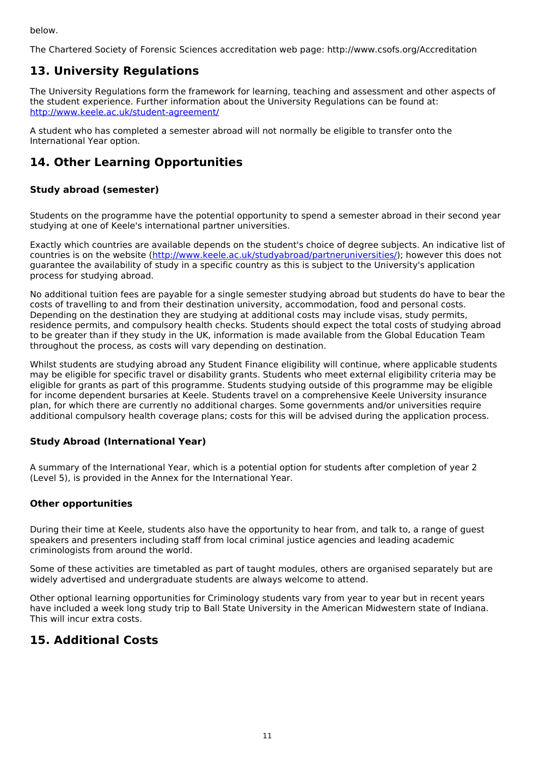below.

The Chartered Society of Forensic Sciences accreditation web page: http://www.csofs.org/Accreditation

## 13. University Regulations

The University Regulations form the framework for learning, teaching and assessment and other aspects of the student experience. Further information about the University Regulations can be found at: [http://www.keele.ac.uk/student-agreement/](http://www.keele.ac.uk/student-agreement/)

A student who has completed a semester abroad will not normally be eligible to transfer onto the International Year option.

## 14. Other Learning Opportunities

### Study abroad (semester)

Students on the programme have the potential opportunity to spend a semester abroad in their second year studying at one of Keele's international partner universities.

Exactly which countries are available depends on the student's choice of degree subjects. An indicative list of countries is on the website ([http://www.keele.ac.uk/studyabroad/partneruniversities/](http://www.keele.ac.uk/studyabroad/partneruniversities/)); however this does not guarantee the availability of study in a specific country as this is subject to the University's application process for studying abroad.

No additional tuition fees are payable for a single semester studying abroad but students do have to bear the costs of travelling to and from their destination university, accommodation, food and personal costs. Depending on the destination they are studying at additional costs may include visas, study permits, residence permits, and compulsory health checks. Students should expect the total costs of studying abroad to be greater than if they study in the UK, information is made available from the Global Education Team throughout the process, as costs will vary depending on destination.

Whilst students are studying abroad any Student Finance eligibility will continue, where applicable students may be eligible for specific travel or disability grants. Students who meet external eligibility criteria may be eligible for grants as part of this programme. Students studying outside of this programme may be eligible for income dependent bursaries at Keele. Students travel on a comprehensive Keele University insurance plan, for which there are currently no additional charges. Some governments and/or universities require additional compulsory health coverage plans; costs for this will be advised during the application process.

### Study Abroad (International Year)

A summary of the International Year, which is a potential option for students after completion of year 2 (Level 5), is provided in the Annex for the International Year.

### Other opportunities

During their time at Keele, students also have the opportunity to hear from, and talk to, a range of guest speakers and presenters including staff from local criminal justice agencies and leading academic criminologists from around the world.

Some of these activities are timetabled as part of taught modules, others are organised separately but are widely advertised and undergraduate students are always welcome to attend.

Other optional learning opportunities for Criminology students vary from year to year but in recent years have included a week long study trip to Ball State University in the American Midwestern state of Indiana. This will incur extra costs.

## 15. Additional Costs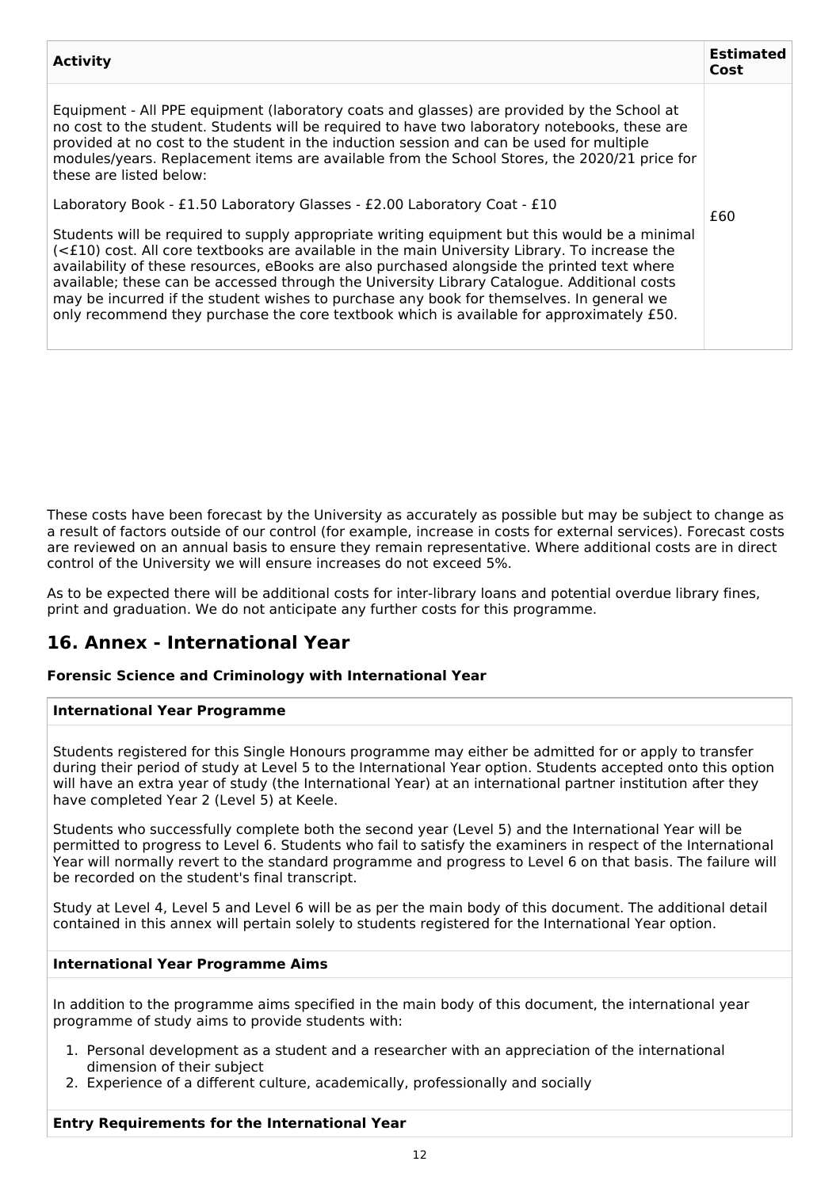| Activity | Estimated Cost |
|---|---|
| Equipment - All PPE equipment (laboratory coats and glasses) are provided by the School at no cost to the student. Students will be required to have two laboratory notebooks, these are provided at no cost to the student in the induction session and can be used for multiple modules/years. Replacement items are available from the School Stores, the 2020/21 price for these are listed below:<br><br>Laboratory Book - £1.50 Laboratory Glasses - £2.00 Laboratory Coat - £10<br><br>Students will be required to supply appropriate writing equipment but this would be a minimal (<£10) cost. All core textbooks are available in the main University Library. To increase the availability of these resources, eBooks are also purchased alongside the printed text where available; these can be accessed through the University Library Catalogue. Additional costs may be incurred if the student wishes to purchase any book for themselves. In general we only recommend they purchase the core textbook which is available for approximately £50. | £60 |

These costs have been forecast by the University as accurately as possible but may be subject to change as a result of factors outside of our control (for example, increase in costs for external services). Forecast costs are reviewed on an annual basis to ensure they remain representative. Where additional costs are in direct control of the University we will ensure increases do not exceed 5%.

As to be expected there will be additional costs for inter-library loans and potential overdue library fines, print and graduation. We do not anticipate any further costs for this programme.

## 16. Annex - International Year

**Forensic Science and Criminology with International Year**

**International Year Programme**

Students registered for this Single Honours programme may either be admitted for or apply to transfer during their period of study at Level 5 to the International Year option. Students accepted onto this option will have an extra year of study (the International Year) at an international partner institution after they have completed Year 2 (Level 5) at Keele.

Students who successfully complete both the second year (Level 5) and the International Year will be permitted to progress to Level 6. Students who fail to satisfy the examiners in respect of the International Year will normally revert to the standard programme and progress to Level 6 on that basis. The failure will be recorded on the student's final transcript.

Study at Level 4, Level 5 and Level 6 will be as per the main body of this document. The additional detail contained in this annex will pertain solely to students registered for the International Year option.

**International Year Programme Aims**

In addition to the programme aims specified in the main body of this document, the international year programme of study aims to provide students with:

1. Personal development as a student and a researcher with an appreciation of the international dimension of their subject
2. Experience of a different culture, academically, professionally and socially

**Entry Requirements for the International Year**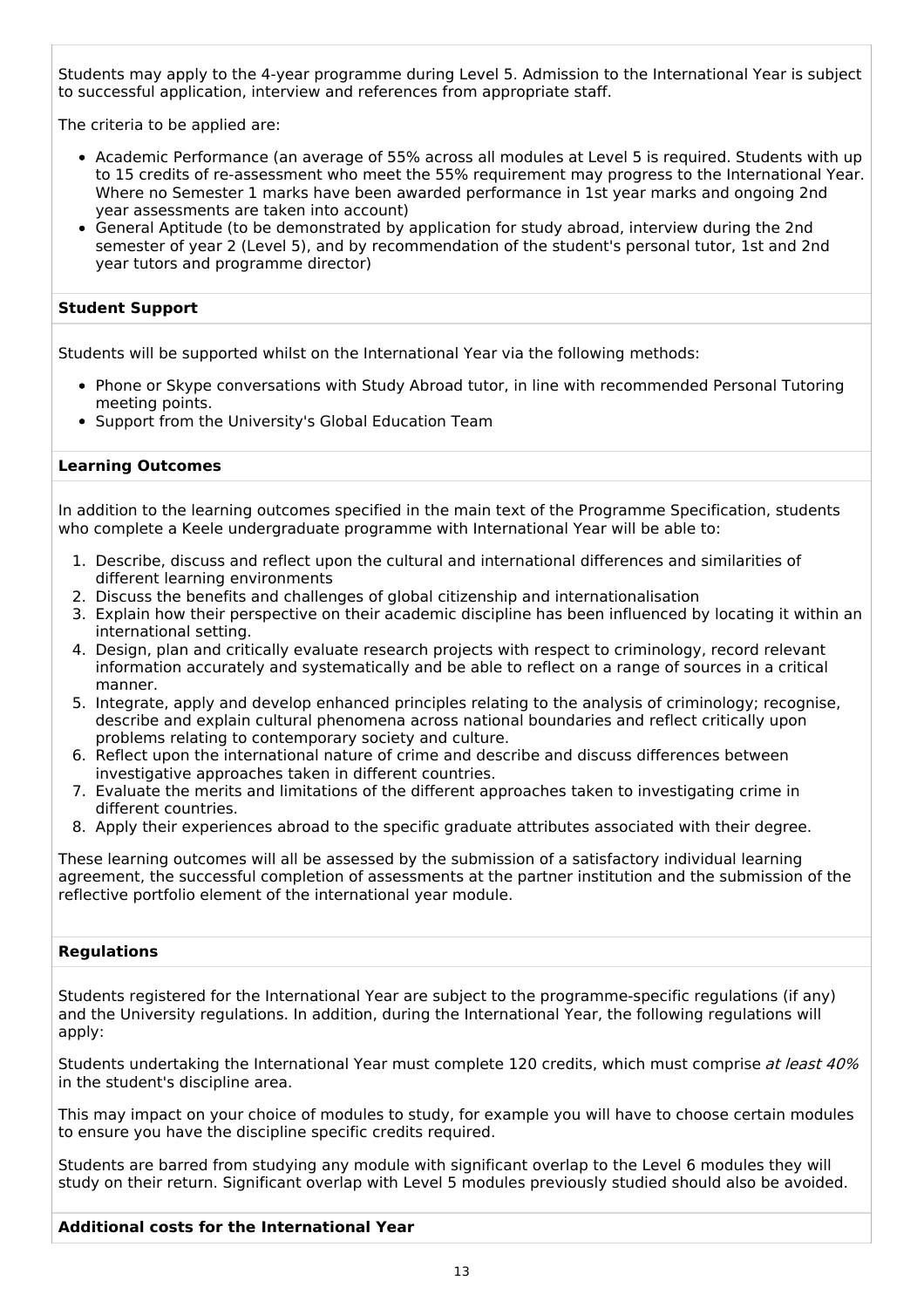Students may apply to the 4-year programme during Level 5. Admission to the International Year is subject to successful application, interview and references from appropriate staff.

The criteria to be applied are:

- Academic Performance (an average of 55% across all modules at Level 5 is required. Students with up to 15 credits of re-assessment who meet the 55% requirement may progress to the International Year. Where no Semester 1 marks have been awarded performance in 1st year marks and ongoing 2nd year assessments are taken into account)
- General Aptitude (to be demonstrated by application for study abroad, interview during the 2nd semester of year 2 (Level 5), and by recommendation of the student's personal tutor, 1st and 2nd year tutors and programme director)

### Student Support

Students will be supported whilst on the International Year via the following methods:

- Phone or Skype conversations with Study Abroad tutor, in line with recommended Personal Tutoring meeting points.
- Support from the University's Global Education Team

### Learning Outcomes

In addition to the learning outcomes specified in the main text of the Programme Specification, students who complete a Keele undergraduate programme with International Year will be able to:

1. Describe, discuss and reflect upon the cultural and international differences and similarities of different learning environments
2. Discuss the benefits and challenges of global citizenship and internationalisation
3. Explain how their perspective on their academic discipline has been influenced by locating it within an international setting.
4. Design, plan and critically evaluate research projects with respect to criminology, record relevant information accurately and systematically and be able to reflect on a range of sources in a critical manner.
5. Integrate, apply and develop enhanced principles relating to the analysis of criminology; recognise, describe and explain cultural phenomena across national boundaries and reflect critically upon problems relating to contemporary society and culture.
6. Reflect upon the international nature of crime and describe and discuss differences between investigative approaches taken in different countries.
7. Evaluate the merits and limitations of the different approaches taken to investigating crime in different countries.
8. Apply their experiences abroad to the specific graduate attributes associated with their degree.

These learning outcomes will all be assessed by the submission of a satisfactory individual learning agreement, the successful completion of assessments at the partner institution and the submission of the reflective portfolio element of the international year module.

### Regulations

Students registered for the International Year are subject to the programme-specific regulations (if any) and the University regulations. In addition, during the International Year, the following regulations will apply:

Students undertaking the International Year must complete 120 credits, which must comprise *at least 40%* in the student's discipline area.

This may impact on your choice of modules to study, for example you will have to choose certain modules to ensure you have the discipline specific credits required.

Students are barred from studying any module with significant overlap to the Level 6 modules they will study on their return. Significant overlap with Level 5 modules previously studied should also be avoided.

### Additional costs for the International Year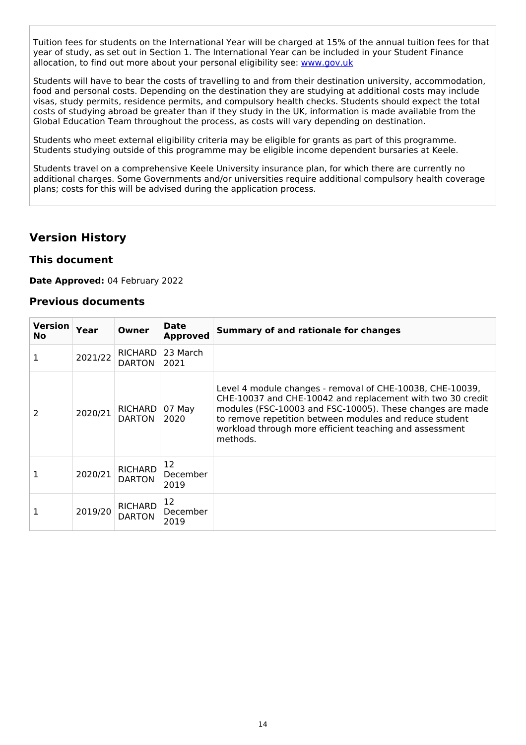Tuition fees for students on the International Year will be charged at 15% of the annual tuition fees for that year of study, as set out in Section 1. The International Year can be included in your Student Finance allocation, to find out more about your personal eligibility see: [www.gov.uk](www.gov.uk)

Students will have to bear the costs of travelling to and from their destination university, accommodation, food and personal costs. Depending on the destination they are studying at additional costs may include visas, study permits, residence permits, and compulsory health checks. Students should expect the total costs of studying abroad be greater than if they study in the UK, information is made available from the Global Education Team throughout the process, as costs will vary depending on destination.

Students who meet external eligibility criteria may be eligible for grants as part of this programme. Students studying outside of this programme may be eligible income dependent bursaries at Keele.

Students travel on a comprehensive Keele University insurance plan, for which there are currently no additional charges. Some Governments and/or universities require additional compulsory health coverage plans; costs for this will be advised during the application process.

## Version History

### This document

**Date Approved:** 04 February 2022

### Previous documents

| Version No | Year | Owner | Date Approved | Summary of and rationale for changes |
|---|---|---|---|---|
| 1 | 2021/22 | RICHARD DARTON | 23 March 2021 | |
| 2 | 2020/21 | RICHARD DARTON | 07 May 2020 | Level 4 module changes - removal of CHE-10038, CHE-10039, CHE-10037 and CHE-10042 and replacement with two 30 credit modules (FSC-10003 and FSC-10005). These changes are made to remove repetition between modules and reduce student workload through more efficient teaching and assessment methods. |
| 1 | 2020/21 | RICHARD DARTON | 12 December 2019 | |
| 1 | 2019/20 | RICHARD DARTON | 12 December 2019 | |